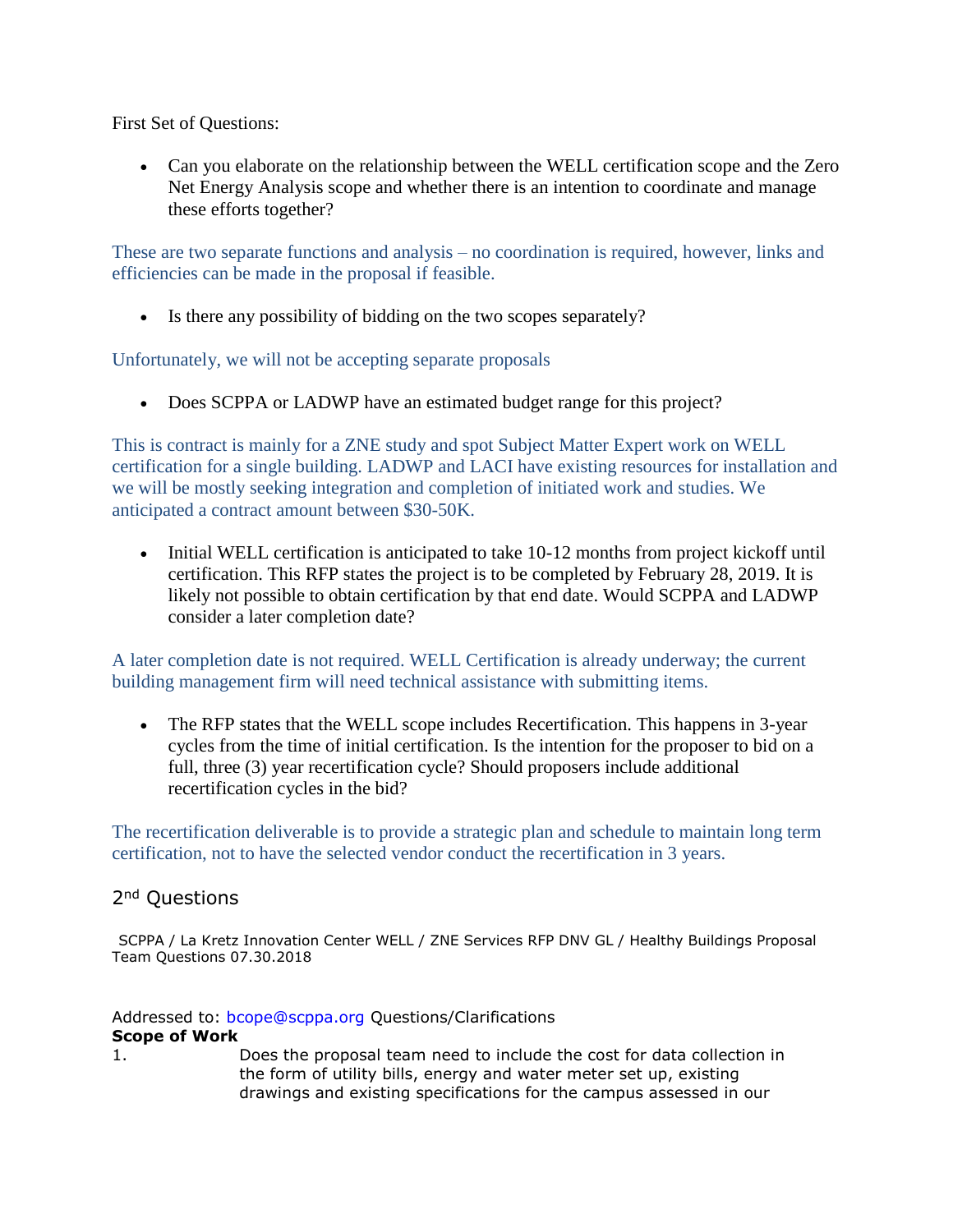First Set of Questions:

- Can you elaborate on the relationship between the WELL certification scope and the Zero Net Energy Analysis scope and whether there is an intention to coordinate and manage these efforts together?

These are two separate functions and analysis – no coordination is required, however, links and efficiencies can be made in the proposal if feasible.

- Is there any possibility of bidding on the two scopes separately?

Unfortunately, we will not be accepting separate proposals

- Does SCPPA or LADWP have an estimated budget range for this project?

This is contract is mainly for a ZNE study and spot Subject Matter Expert work on WELL certification for a single building. LADWP and LACI have existing resources for installation and we will be mostly seeking integration and completion of initiated work and studies. We anticipated a contract amount between $30-50K.

- Initial WELL certification is anticipated to take 10-12 months from project kickoff until certification. This RFP states the project is to be completed by February 28, 2019. It is likely not possible to obtain certification by that end date. Would SCPPA and LADWP consider a later completion date?

A later completion date is not required. WELL Certification is already underway; the current building management firm will need technical assistance with submitting items.

- The RFP states that the WELL scope includes Recertification. This happens in 3-year cycles from the time of initial certification. Is the intention for the proposer to bid on a full, three (3) year recertification cycle? Should proposers include additional recertification cycles in the bid?

The recertification deliverable is to provide a strategic plan and schedule to maintain long term certification, not to have the selected vendor conduct the recertification in 3 years.

## 2nd Questions

SCPPA / La Kretz Innovation Center WELL / ZNE Services RFP DNV GL / Healthy Buildings Proposal Team Questions 07.30.2018

Addressed to: bcope@scppa.org Questions/Clarifications

**Scope of Work**

1. Does the proposal team need to include the cost for data collection in the form of utility bills, energy and water meter set up, existing drawings and existing specifications for the campus assessed in our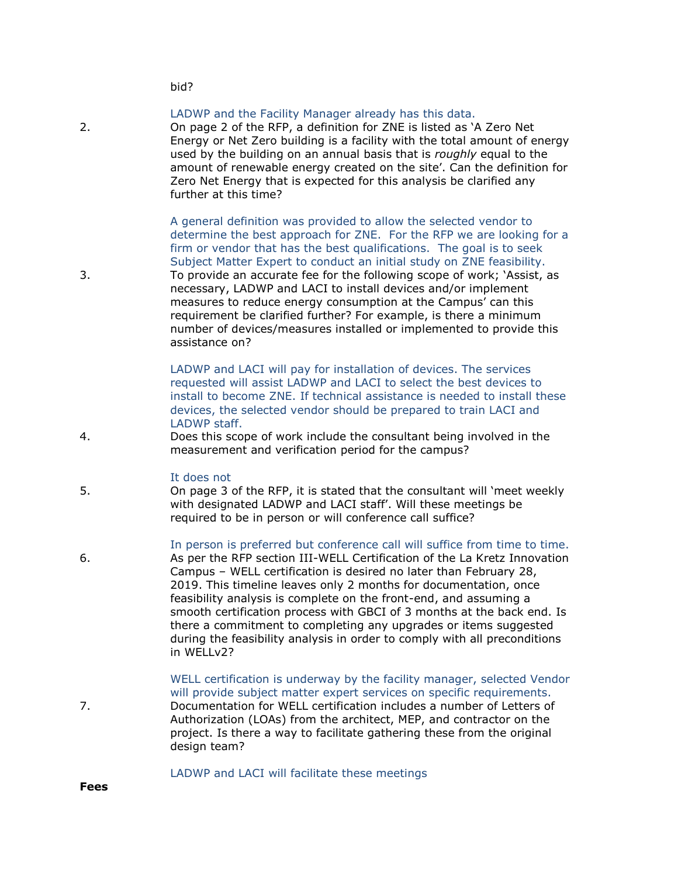bid?

LADWP and the Facility Manager already has this data.

2. On page 2 of the RFP, a definition for ZNE is listed as 'A Zero Net Energy or Net Zero building is a facility with the total amount of energy used by the building on an annual basis that is *roughly* equal to the amount of renewable energy created on the site'. Can the definition for Zero Net Energy that is expected for this analysis be clarified any further at this time?

   A general definition was provided to allow the selected vendor to determine the best approach for ZNE. For the RFP we are looking for a firm or vendor that has the best qualifications. The goal is to seek Subject Matter Expert to conduct an initial study on ZNE feasibility.

3. To provide an accurate fee for the following scope of work; 'Assist, as necessary, LADWP and LACI to install devices and/or implement measures to reduce energy consumption at the Campus' can this requirement be clarified further? For example, is there a minimum number of devices/measures installed or implemented to provide this assistance on?

   LADWP and LACI will pay for installation of devices. The services requested will assist LADWP and LACI to select the best devices to install to become ZNE. If technical assistance is needed to install these devices, the selected vendor should be prepared to train LACI and LADWP staff.

4. Does this scope of work include the consultant being involved in the measurement and verification period for the campus?

   It does not

5. On page 3 of the RFP, it is stated that the consultant will 'meet weekly with designated LADWP and LACI staff'. Will these meetings be required to be in person or will conference call suffice?

   In person is preferred but conference call will suffice from time to time.

6. As per the RFP section III-WELL Certification of the La Kretz Innovation Campus – WELL certification is desired no later than February 28, 2019. This timeline leaves only 2 months for documentation, once feasibility analysis is complete on the front-end, and assuming a smooth certification process with GBCI of 3 months at the back end. Is there a commitment to completing any upgrades or items suggested during the feasibility analysis in order to comply with all preconditions in WELLv2?

   WELL certification is underway by the facility manager, selected Vendor will provide subject matter expert services on specific requirements.

7. Documentation for WELL certification includes a number of Letters of Authorization (LOAs) from the architect, MEP, and contractor on the project. Is there a way to facilitate gathering these from the original design team?

   LADWP and LACI will facilitate these meetings

**Fees**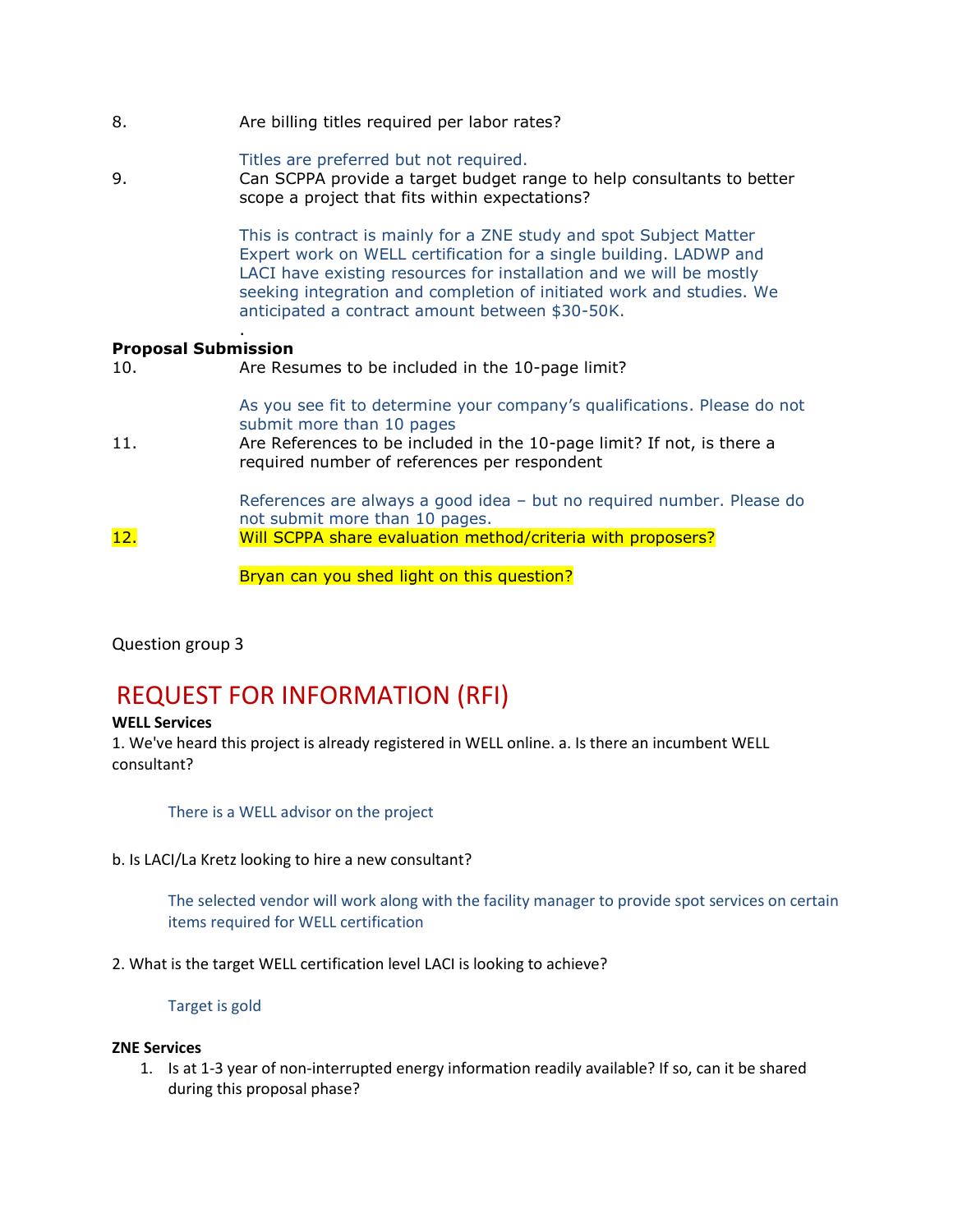8. Are billing titles required per labor rates?

   Titles are preferred but not required.

9. Can SCPPA provide a target budget range to help consultants to better scope a project that fits within expectations?

   This is contract is mainly for a ZNE study and spot Subject Matter Expert work on WELL certification for a single building. LADWP and LACI have existing resources for installation and we will be mostly seeking integration and completion of initiated work and studies. We anticipated a contract amount between $30-50K.

.

**Proposal Submission**

10. Are Resumes to be included in the 10-page limit?

    As you see fit to determine your company's qualifications. Please do not submit more than 10 pages

11. Are References to be included in the 10-page limit? If not, is there a required number of references per respondent

    References are always a good idea – but no required number. Please do not submit more than 10 pages.

12. Will SCPPA share evaluation method/criteria with proposers?

    Bryan can you shed light on this question?

Question group 3

# REQUEST FOR INFORMATION (RFI)

**WELL Services**

1. We've heard this project is already registered in WELL online. a. Is there an incumbent WELL consultant?

   There is a WELL advisor on the project

b. Is LACI/La Kretz looking to hire a new consultant?

   The selected vendor will work along with the facility manager to provide spot services on certain items required for WELL certification

2. What is the target WELL certification level LACI is looking to achieve?

   Target is gold

**ZNE Services**

1. Is at 1-3 year of non-interrupted energy information readily available? If so, can it be shared during this proposal phase?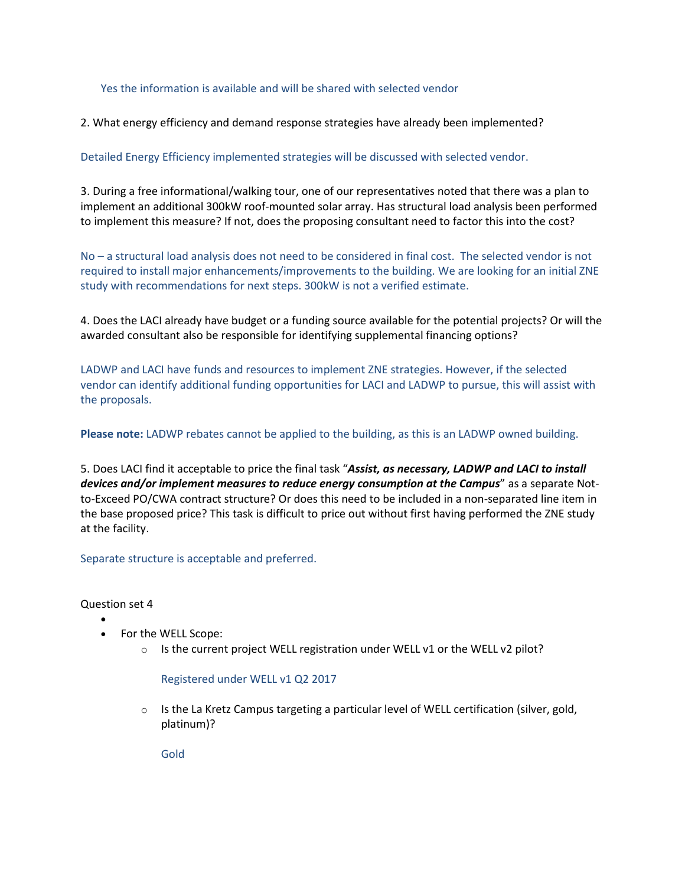Yes the information is available and will be shared with selected vendor

2. What energy efficiency and demand response strategies have already been implemented?

Detailed Energy Efficiency implemented strategies will be discussed with selected vendor.

3. During a free informational/walking tour, one of our representatives noted that there was a plan to implement an additional 300kW roof-mounted solar array. Has structural load analysis been performed to implement this measure? If not, does the proposing consultant need to factor this into the cost?

No – a structural load analysis does not need to be considered in final cost. The selected vendor is not required to install major enhancements/improvements to the building. We are looking for an initial ZNE study with recommendations for next steps. 300kW is not a verified estimate.

4. Does the LACI already have budget or a funding source available for the potential projects? Or will the awarded consultant also be responsible for identifying supplemental financing options?

LADWP and LACI have funds and resources to implement ZNE strategies. However, if the selected vendor can identify additional funding opportunities for LACI and LADWP to pursue, this will assist with the proposals.

**Please note:** LADWP rebates cannot be applied to the building, as this is an LADWP owned building.

5. Does LACI find it acceptable to price the final task "***Assist, as necessary, LADWP and LACI to install devices and/or implement measures to reduce energy consumption at the Campus***" as a separate Not-to-Exceed PO/CWA contract structure? Or does this need to be included in a non-separated line item in the base proposed price? This task is difficult to price out without first having performed the ZNE study at the facility.

Separate structure is acceptable and preferred.

Question set 4

- For the WELL Scope:
  - Is the current project WELL registration under WELL v1 or the WELL v2 pilot?

    Registered under WELL v1 Q2 2017

  - Is the La Kretz Campus targeting a particular level of WELL certification (silver, gold, platinum)?

    Gold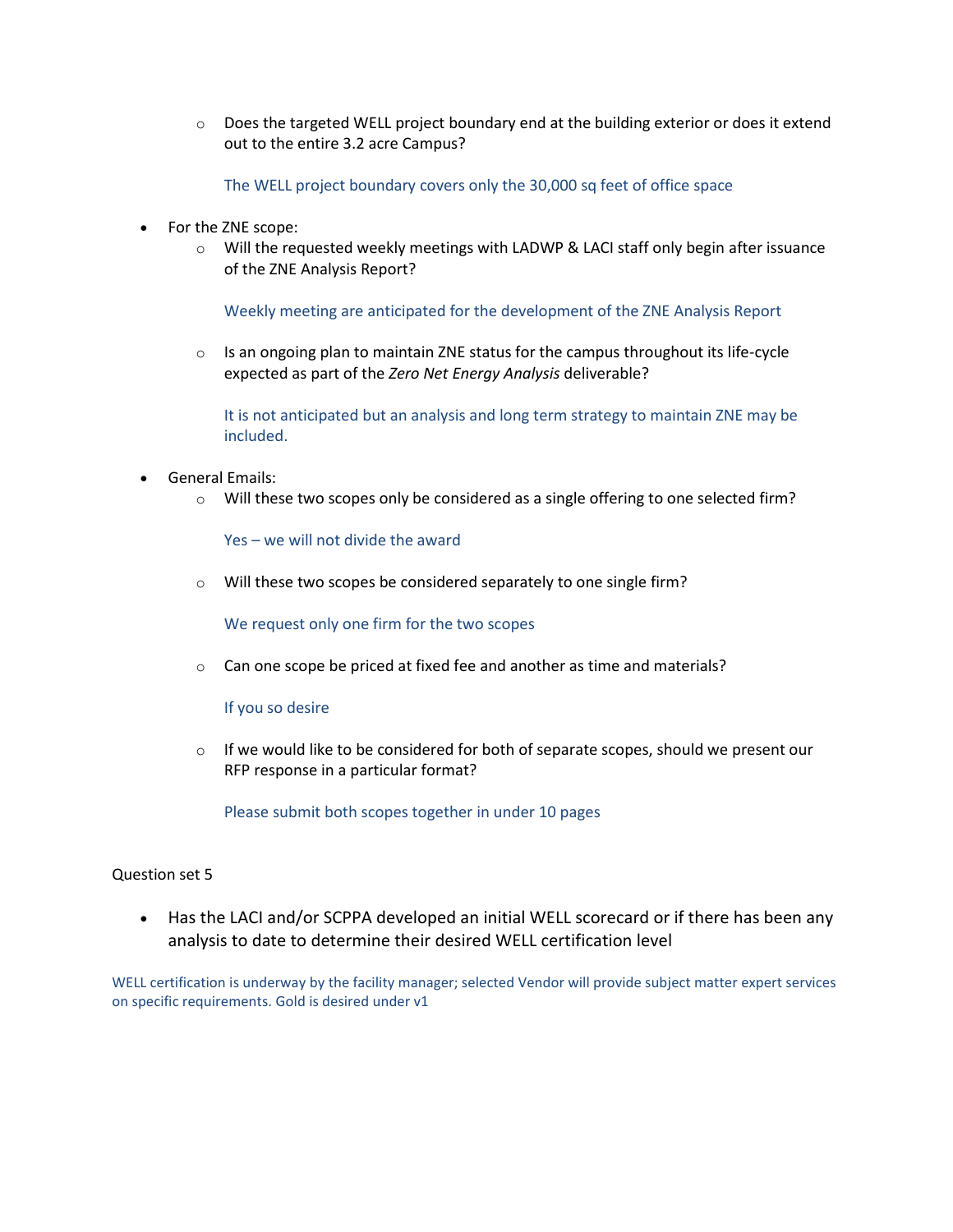- Does the targeted WELL project boundary end at the building exterior or does it extend out to the entire 3.2 acre Campus?

    The WELL project boundary covers only the 30,000 sq feet of office space

- For the ZNE scope:
  - Will the requested weekly meetings with LADWP & LACI staff only begin after issuance of the ZNE Analysis Report?

    Weekly meeting are anticipated for the development of the ZNE Analysis Report

  - Is an ongoing plan to maintain ZNE status for the campus throughout its life-cycle expected as part of the *Zero Net Energy Analysis* deliverable?

    It is not anticipated but an analysis and long term strategy to maintain ZNE may be included.

- General Emails:
  - Will these two scopes only be considered as a single offering to one selected firm?

    Yes – we will not divide the award

  - Will these two scopes be considered separately to one single firm?

    We request only one firm for the two scopes

  - Can one scope be priced at fixed fee and another as time and materials?

    If you so desire

  - If we would like to be considered for both of separate scopes, should we present our RFP response in a particular format?

    Please submit both scopes together in under 10 pages

Question set 5

- Has the LACI and/or SCPPA developed an initial WELL scorecard or if there has been any analysis to date to determine their desired WELL certification level

WELL certification is underway by the facility manager; selected Vendor will provide subject matter expert services on specific requirements. Gold is desired under v1